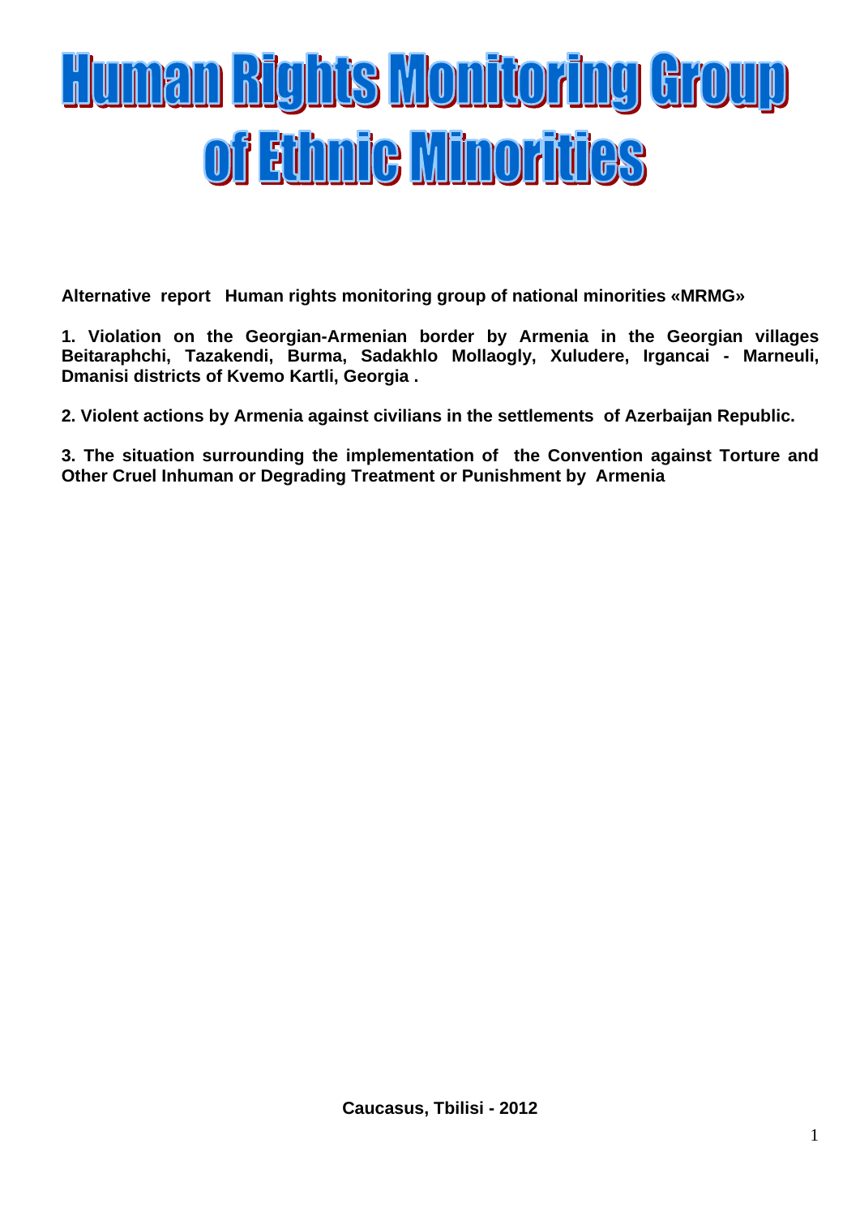# Human Rights Monitoring Group of Ethnic Minorities

**Alternative report Human rights monitoring group of national minorities «MRMG»**

**1. Violation on the Georgian-Armenian border by Armenia in the Georgian villages Beitaraphchi, Tazakendi, Burma, Sadakhlo Mollaogly, Xuludere, Irgancai - Marneuli, Dmanisi districts of Kvemo Kartli, Georgia .**

**2. Violent actions by Armenia against civilians in the settlements of Azerbaijan Republic.**

**3. The situation surrounding the implementation of the Convention against Torture and Other Cruel Inhuman or Degrading Treatment or Punishment by Armenia**

**Caucasus, Tbilisi - 2012**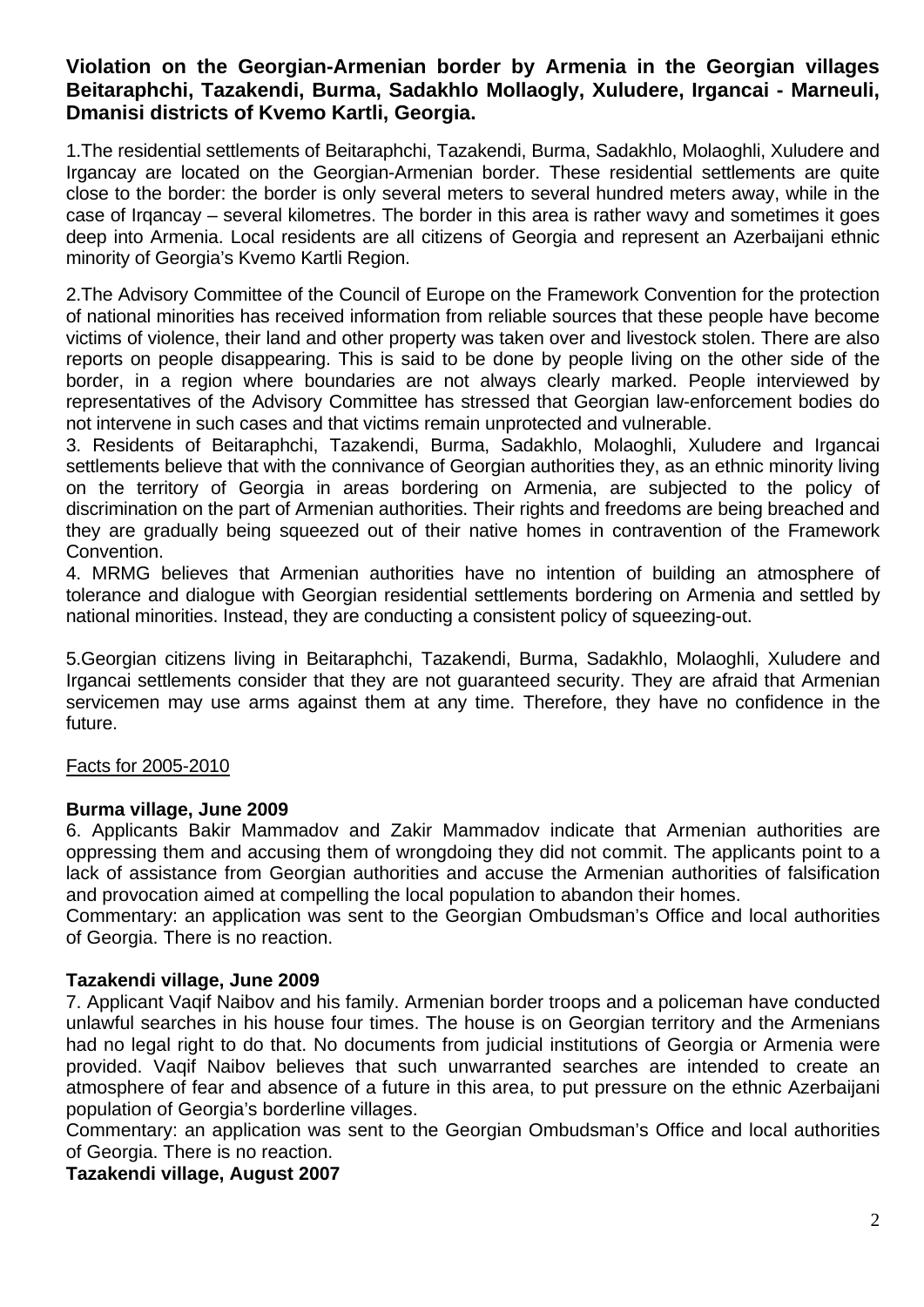**Violation on the Georgian-Armenian border by Armenia in the Georgian villages Beitaraphchi, Tazakendi, Burma, Sadakhlo Mollaogly, Xuludere, Irgancai - Marneuli, Dmanisi districts of Kvemo Kartli, Georgia.**

1.The residential settlements of Beitaraphchi, Tazakendi, Burma, Sadakhlo, Molaoghli, Xuludere and Irgancay are located on the Georgian-Armenian border. These residential settlements are quite close to the border: the border is only several meters to several hundred meters away, while in the case of Irqancay – several kilometres. The border in this area is rather wavy and sometimes it goes deep into Armenia. Local residents are all citizens of Georgia and represent an Azerbaijani ethnic minority of Georgia's Kvemo Kartli Region.

2.The Advisory Committee of the Council of Europe on the Framework Convention for the protection of national minorities has received information from reliable sources that these people have become victims of violence, their land and other property was taken over and livestock stolen. There are also reports on people disappearing. This is said to be done by people living on the other side of the border, in a region where boundaries are not always clearly marked. People interviewed by representatives of the Advisory Committee has stressed that Georgian law-enforcement bodies do not intervene in such cases and that victims remain unprotected and vulnerable.

3. Residents of Beitaraphchi, Tazakendi, Burma, Sadakhlo, Molaoghli, Xuludere and Irgancai settlements believe that with the connivance of Georgian authorities they, as an ethnic minority living on the territory of Georgia in areas bordering on Armenia, are subjected to the policy of discrimination on the part of Armenian authorities. Their rights and freedoms are being breached and they are gradually being squeezed out of their native homes in contravention of the Framework Convention.

4. MRMG believes that Armenian authorities have no intention of building an atmosphere of tolerance and dialogue with Georgian residential settlements bordering on Armenia and settled by national minorities. Instead, they are conducting a consistent policy of squeezing-out.

5.Georgian citizens living in Beitaraphchi, Tazakendi, Burma, Sadakhlo, Molaoghli, Xuludere and Irgancai settlements consider that they are not guaranteed security. They are afraid that Armenian servicemen may use arms against them at any time. Therefore, they have no confidence in the future.

Facts for 2005-2010

**Burma village, June 2009**

6. Applicants Bakir Mammadov and Zakir Mammadov indicate that Armenian authorities are oppressing them and accusing them of wrongdoing they did not commit. The applicants point to a lack of assistance from Georgian authorities and accuse the Armenian authorities of falsification and provocation aimed at compelling the local population to abandon their homes.

Commentary: an application was sent to the Georgian Ombudsman's Office and local authorities of Georgia. There is no reaction.

**Tazakendi village, June 2009**

7. Applicant Vaqif Naibov and his family. Armenian border troops and a policeman have conducted unlawful searches in his house four times. The house is on Georgian territory and the Armenians had no legal right to do that. No documents from judicial institutions of Georgia or Armenia were provided. Vaqif Naibov believes that such unwarranted searches are intended to create an atmosphere of fear and absence of a future in this area, to put pressure on the ethnic Azerbaijani population of Georgia's borderline villages.

Commentary: an application was sent to the Georgian Ombudsman's Office and local authorities of Georgia. There is no reaction.

**Tazakendi village, August 2007**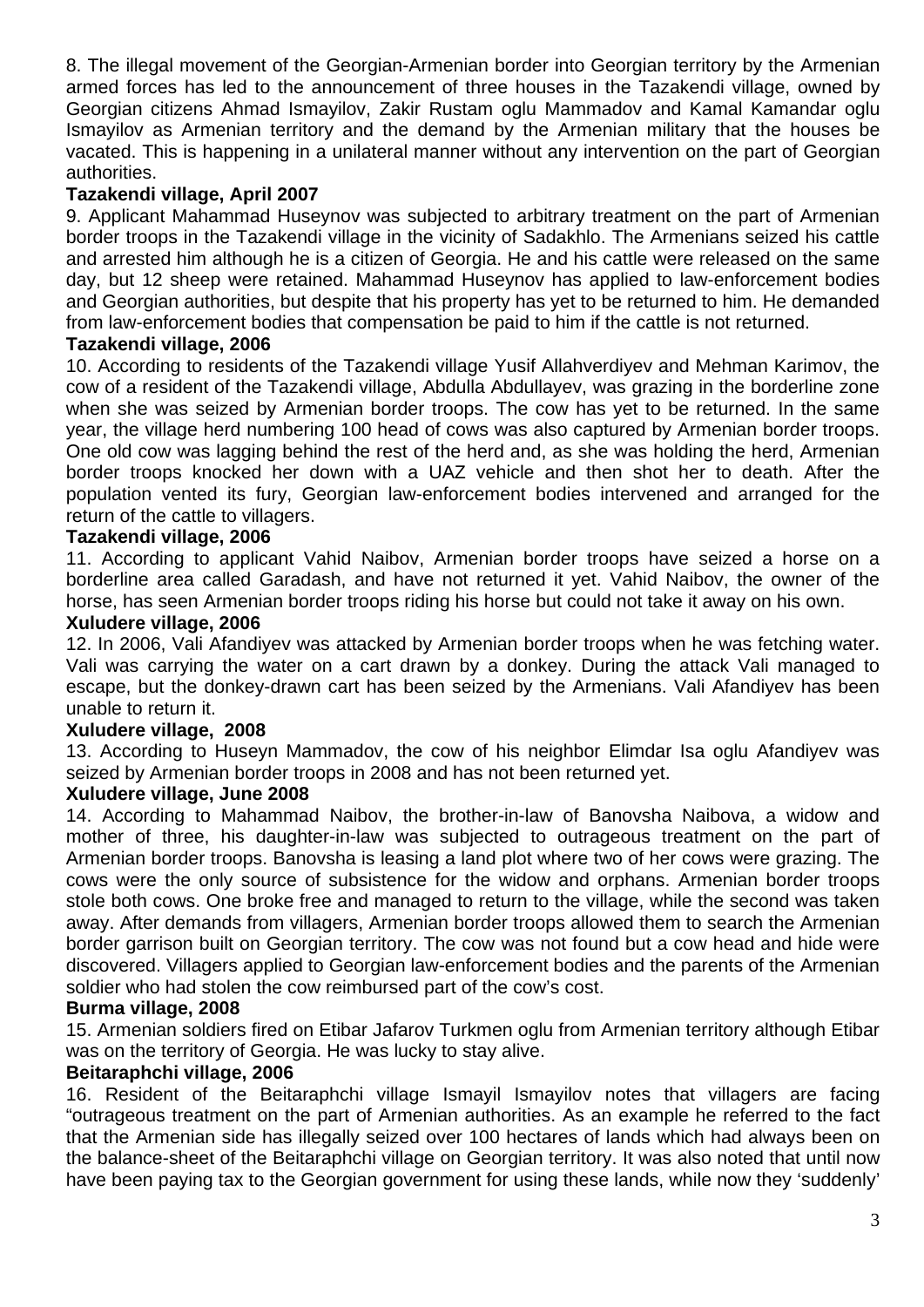8. The illegal movement of the Georgian-Armenian border into Georgian territory by the Armenian armed forces has led to the announcement of three houses in the Tazakendi village, owned by Georgian citizens Ahmad Ismayilov, Zakir Rustam oglu Mammadov and Kamal Kamandar oglu Ismayilov as Armenian territory and the demand by the Armenian military that the houses be vacated. This is happening in a unilateral manner without any intervention on the part of Georgian authorities.

**Tazakendi village, April 2007**

9. Applicant Mahammad Huseynov was subjected to arbitrary treatment on the part of Armenian border troops in the Tazakendi village in the vicinity of Sadakhlo. The Armenians seized his cattle and arrested him although he is a citizen of Georgia. He and his cattle were released on the same day, but 12 sheep were retained. Mahammad Huseynov has applied to law-enforcement bodies and Georgian authorities, but despite that his property has yet to be returned to him. He demanded from law-enforcement bodies that compensation be paid to him if the cattle is not returned.

**Tazakendi village, 2006**

10. According to residents of the Tazakendi village Yusif Allahverdiyev and Mehman Karimov, the cow of a resident of the Tazakendi village, Abdulla Abdullayev, was grazing in the borderline zone when she was seized by Armenian border troops. The cow has yet to be returned. In the same year, the village herd numbering 100 head of cows was also captured by Armenian border troops. One old cow was lagging behind the rest of the herd and, as she was holding the herd, Armenian border troops knocked her down with a UAZ vehicle and then shot her to death. After the population vented its fury, Georgian law-enforcement bodies intervened and arranged for the return of the cattle to villagers.

**Tazakendi village, 2006**

11. According to applicant Vahid Naibov, Armenian border troops have seized a horse on a borderline area called Garadash, and have not returned it yet. Vahid Naibov, the owner of the horse, has seen Armenian border troops riding his horse but could not take it away on his own.

**Xuludere village, 2006**

12. In 2006, Vali Afandiyev was attacked by Armenian border troops when he was fetching water. Vali was carrying the water on a cart drawn by a donkey. During the attack Vali managed to escape, but the donkey-drawn cart has been seized by the Armenians. Vali Afandiyev has been unable to return it.

**Xuludere village, 2008**

13. According to Huseyn Mammadov, the cow of his neighbor Elimdar Isa oglu Afandiyev was seized by Armenian border troops in 2008 and has not been returned yet.

**Xuludere village, June 2008**

14. According to Mahammad Naibov, the brother-in-law of Banovsha Naibova, a widow and mother of three, his daughter-in-law was subjected to outrageous treatment on the part of Armenian border troops. Banovsha is leasing a land plot where two of her cows were grazing. The cows were the only source of subsistence for the widow and orphans. Armenian border troops stole both cows. One broke free and managed to return to the village, while the second was taken away. After demands from villagers, Armenian border troops allowed them to search the Armenian border garrison built on Georgian territory. The cow was not found but a cow head and hide were discovered. Villagers applied to Georgian law-enforcement bodies and the parents of the Armenian soldier who had stolen the cow reimbursed part of the cow's cost.

**Burma village, 2008**

15. Armenian soldiers fired on Etibar Jafarov Turkmen oglu from Armenian territory although Etibar was on the territory of Georgia. He was lucky to stay alive.

**Beitaraphchi village, 2006**

16. Resident of the Beitaraphchi village Ismayil Ismayilov notes that villagers are facing "outrageous treatment on the part of Armenian authorities. As an example he referred to the fact that the Armenian side has illegally seized over 100 hectares of lands which had always been on the balance-sheet of the Beitaraphchi village on Georgian territory. It was also noted that until now have been paying tax to the Georgian government for using these lands, while now they 'suddenly'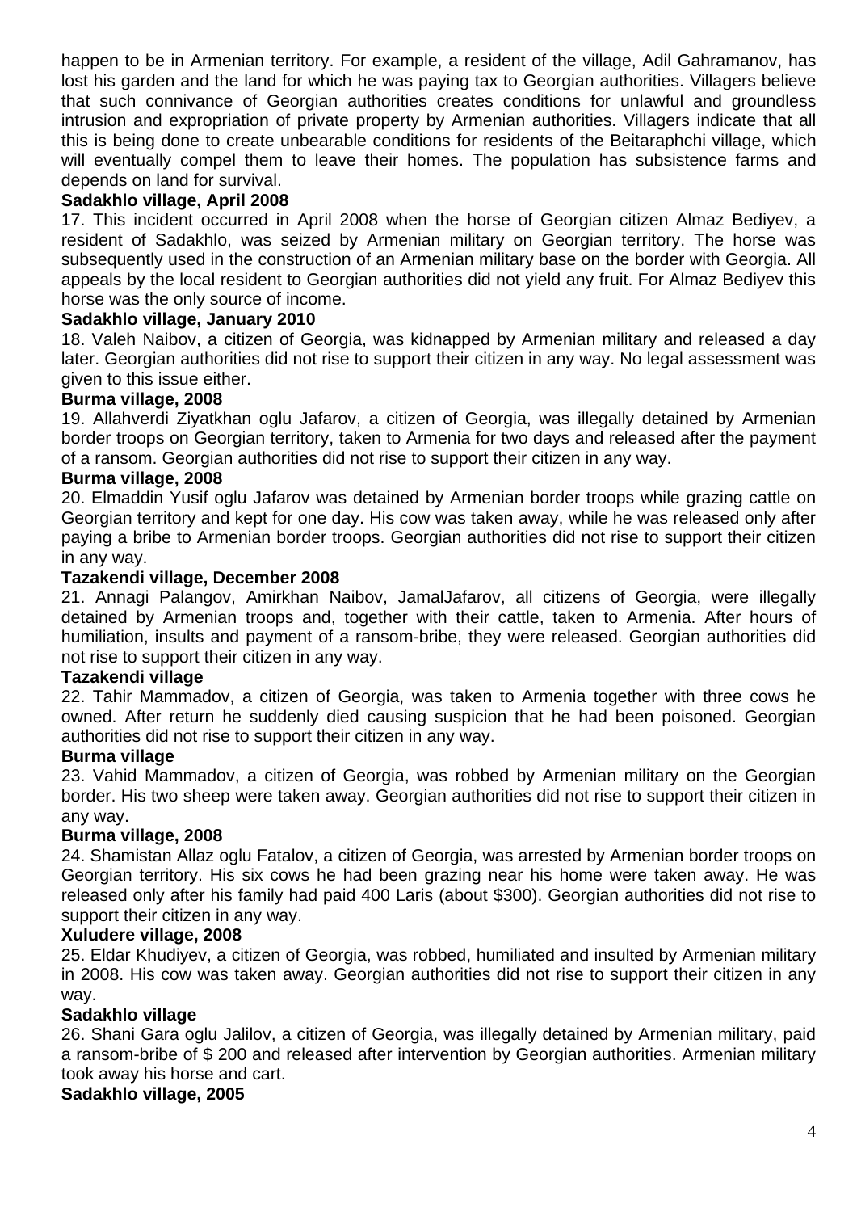happen to be in Armenian territory. For example, a resident of the village, Adil Gahramanov, has lost his garden and the land for which he was paying tax to Georgian authorities. Villagers believe that such connivance of Georgian authorities creates conditions for unlawful and groundless intrusion and expropriation of private property by Armenian authorities. Villagers indicate that all this is being done to create unbearable conditions for residents of the Beitaraphchi village, which will eventually compel them to leave their homes. The population has subsistence farms and depends on land for survival.

**Sadakhlo village, April 2008**

17. This incident occurred in April 2008 when the horse of Georgian citizen Almaz Bediyev, a resident of Sadakhlo, was seized by Armenian military on Georgian territory. The horse was subsequently used in the construction of an Armenian military base on the border with Georgia. All appeals by the local resident to Georgian authorities did not yield any fruit. For Almaz Bediyev this horse was the only source of income.

**Sadakhlo village, January 2010**

18. Valeh Naibov, a citizen of Georgia, was kidnapped by Armenian military and released a day later. Georgian authorities did not rise to support their citizen in any way. No legal assessment was given to this issue either.

**Burma village, 2008**

19. Allahverdi Ziyatkhan oglu Jafarov, a citizen of Georgia, was illegally detained by Armenian border troops on Georgian territory, taken to Armenia for two days and released after the payment of a ransom. Georgian authorities did not rise to support their citizen in any way.

**Burma village, 2008**

20. Elmaddin Yusif oglu Jafarov was detained by Armenian border troops while grazing cattle on Georgian territory and kept for one day. His cow was taken away, while he was released only after paying a bribe to Armenian border troops. Georgian authorities did not rise to support their citizen in any way.

**Tazakendi village, December 2008**

21. Annagi Palangov, Amirkhan Naibov, JamalJafarov, all citizens of Georgia, were illegally detained by Armenian troops and, together with their cattle, taken to Armenia. After hours of humiliation, insults and payment of a ransom-bribe, they were released. Georgian authorities did not rise to support their citizen in any way.

**Tazakendi village**

22. Tahir Mammadov, a citizen of Georgia, was taken to Armenia together with three cows he owned. After return he suddenly died causing suspicion that he had been poisoned. Georgian authorities did not rise to support their citizen in any way.

**Burma village**

23. Vahid Mammadov, a citizen of Georgia, was robbed by Armenian military on the Georgian border. His two sheep were taken away. Georgian authorities did not rise to support their citizen in any way.

**Burma village, 2008**

24. Shamistan Allaz oglu Fatalov, a citizen of Georgia, was arrested by Armenian border troops on Georgian territory. His six cows he had been grazing near his home were taken away. He was released only after his family had paid 400 Laris (about $300). Georgian authorities did not rise to support their citizen in any way.

**Xuludere village, 2008**

25. Eldar Khudiyev, a citizen of Georgia, was robbed, humiliated and insulted by Armenian military in 2008. His cow was taken away. Georgian authorities did not rise to support their citizen in any way.

**Sadakhlo village**

26. Shani Gara oglu Jalilov, a citizen of Georgia, was illegally detained by Armenian military, paid a ransom-bribe of $ 200 and released after intervention by Georgian authorities. Armenian military took away his horse and cart.

**Sadakhlo village, 2005**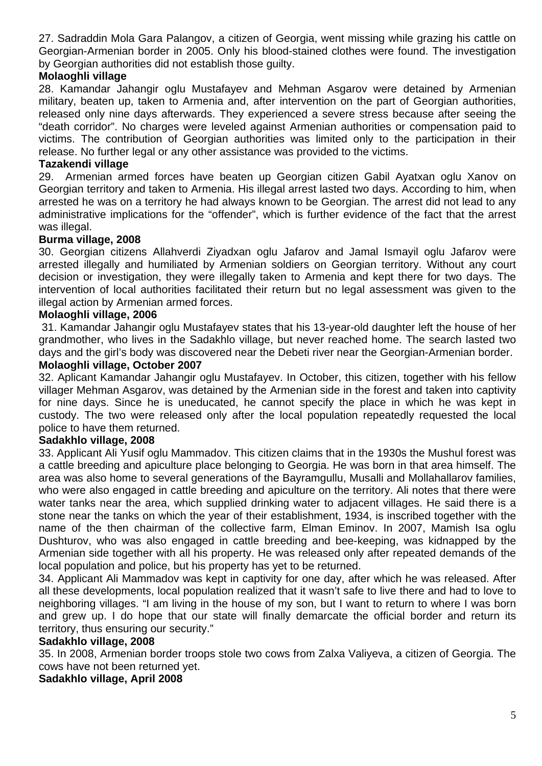27. Sadraddin Mola Gara Palangov, a citizen of Georgia, went missing while grazing his cattle on Georgian-Armenian border in 2005. Only his blood-stained clothes were found. The investigation by Georgian authorities did not establish those guilty.

**Molaoghli village**

28. Kamandar Jahangir oglu Mustafayev and Mehman Asgarov were detained by Armenian military, beaten up, taken to Armenia and, after intervention on the part of Georgian authorities, released only nine days afterwards. They experienced a severe stress because after seeing the "death corridor". No charges were leveled against Armenian authorities or compensation paid to victims. The contribution of Georgian authorities was limited only to the participation in their release. No further legal or any other assistance was provided to the victims.

**Tazakendi village**

29. Armenian armed forces have beaten up Georgian citizen Gabil Ayatxan oglu Xanov on Georgian territory and taken to Armenia. His illegal arrest lasted two days. According to him, when arrested he was on a territory he had always known to be Georgian. The arrest did not lead to any administrative implications for the "offender", which is further evidence of the fact that the arrest was illegal.

**Burma village, 2008**

30. Georgian citizens Allahverdi Ziyadxan oglu Jafarov and Jamal Ismayil oglu Jafarov were arrested illegally and humiliated by Armenian soldiers on Georgian territory. Without any court decision or investigation, they were illegally taken to Armenia and kept there for two days. The intervention of local authorities facilitated their return but no legal assessment was given to the illegal action by Armenian armed forces.

**Molaoghli village, 2006**

31. Kamandar Jahangir oglu Mustafayev states that his 13-year-old daughter left the house of her grandmother, who lives in the Sadakhlo village, but never reached home. The search lasted two days and the girl's body was discovered near the Debeti river near the Georgian-Armenian border.

**Molaoghli village, October 2007**

32. Aplicant Kamandar Jahangir oglu Mustafayev. In October, this citizen, together with his fellow villager Mehman Asgarov, was detained by the Armenian side in the forest and taken into captivity for nine days. Since he is uneducated, he cannot specify the place in which he was kept in custody. The two were released only after the local population repeatedly requested the local police to have them returned.

**Sadakhlo village, 2008**

33. Applicant Ali Yusif oglu Mammadov. This citizen claims that in the 1930s the Mushul forest was a cattle breeding and apiculture place belonging to Georgia. He was born in that area himself. The area was also home to several generations of the Bayramgullu, Musalli and Mollahallarov families, who were also engaged in cattle breeding and apiculture on the territory. Ali notes that there were water tanks near the area, which supplied drinking water to adjacent villages. He said there is a stone near the tanks on which the year of their establishment, 1934, is inscribed together with the name of the then chairman of the collective farm, Elman Eminov. In 2007, Mamish Isa oglu Dushturov, who was also engaged in cattle breeding and bee-keeping, was kidnapped by the Armenian side together with all his property. He was released only after repeated demands of the local population and police, but his property has yet to be returned.

34. Applicant Ali Mammadov was kept in captivity for one day, after which he was released. After all these developments, local population realized that it wasn't safe to live there and had to love to neighboring villages. "I am living in the house of my son, but I want to return to where I was born and grew up. I do hope that our state will finally demarcate the official border and return its territory, thus ensuring our security."

**Sadakhlo village, 2008**

35. In 2008, Armenian border troops stole two cows from Zalxa Valiyeva, a citizen of Georgia. The cows have not been returned yet.

**Sadakhlo village, April 2008**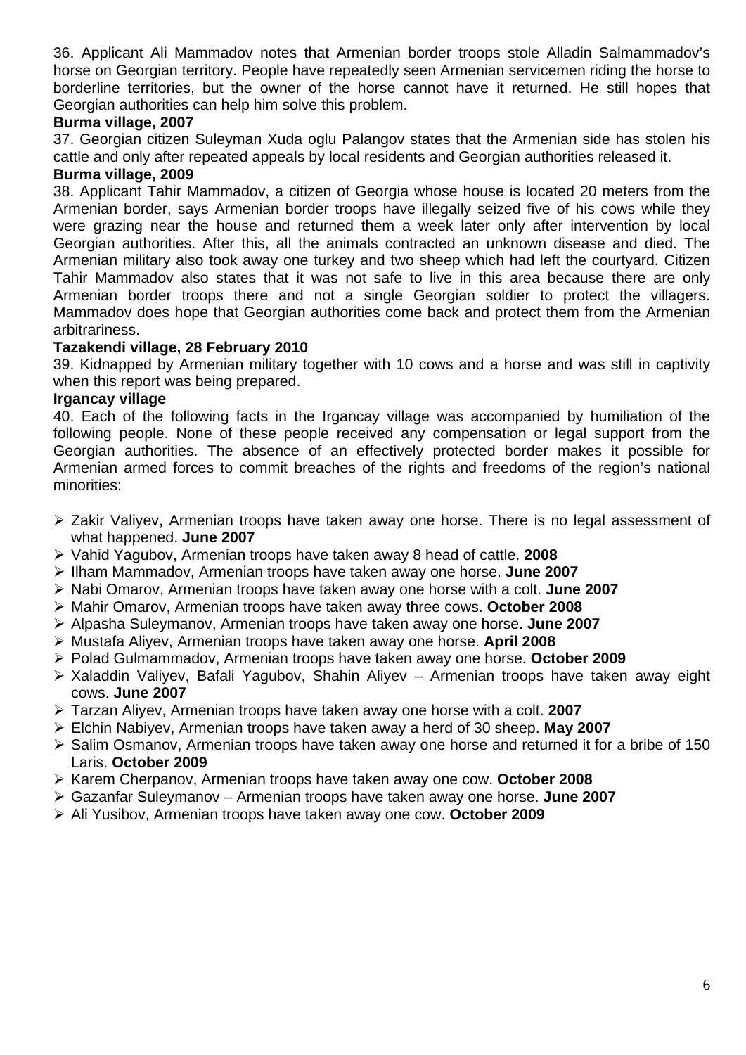36. Applicant Ali Mammadov notes that Armenian border troops stole Alladin Salmammadov's horse on Georgian territory. People have repeatedly seen Armenian servicemen riding the horse to borderline territories, but the owner of the horse cannot have it returned. He still hopes that Georgian authorities can help him solve this problem.

**Burma village, 2007**

37. Georgian citizen Suleyman Xuda oglu Palangov states that the Armenian side has stolen his cattle and only after repeated appeals by local residents and Georgian authorities released it.

**Burma village, 2009**

38. Applicant Tahir Mammadov, a citizen of Georgia whose house is located 20 meters from the Armenian border, says Armenian border troops have illegally seized five of his cows while they were grazing near the house and returned them a week later only after intervention by local Georgian authorities. After this, all the animals contracted an unknown disease and died. The Armenian military also took away one turkey and two sheep which had left the courtyard. Citizen Tahir Mammadov also states that it was not safe to live in this area because there are only Armenian border troops there and not a single Georgian soldier to protect the villagers. Mammadov does hope that Georgian authorities come back and protect them from the Armenian arbitrariness.

**Tazakendi village, 28 February 2010**

39. Kidnapped by Armenian military together with 10 cows and a horse and was still in captivity when this report was being prepared.

**Irgancay village**

40. Each of the following facts in the Irgancay village was accompanied by humiliation of the following people. None of these people received any compensation or legal support from the Georgian authorities. The absence of an effectively protected border makes it possible for Armenian armed forces to commit breaches of the rights and freedoms of the region's national minorities:

- Zakir Valiyev, Armenian troops have taken away one horse. There is no legal assessment of what happened. **June 2007**
- Vahid Yagubov, Armenian troops have taken away 8 head of cattle. **2008**
- Ilham Mammadov, Armenian troops have taken away one horse. **June 2007**
- Nabi Omarov, Armenian troops have taken away one horse with a colt. **June 2007**
- Mahir Omarov, Armenian troops have taken away three cows. **October 2008**
- Alpasha Suleymanov, Armenian troops have taken away one horse. **June 2007**
- Mustafa Aliyev, Armenian troops have taken away one horse. **April 2008**
- Polad Gulmammadov, Armenian troops have taken away one horse. **October 2009**
- Xaladdin Valiyev, Bafali Yagubov, Shahin Aliyev – Armenian troops have taken away eight cows. **June 2007**
- Tarzan Aliyev, Armenian troops have taken away one horse with a colt. **2007**
- Elchin Nabiyev, Armenian troops have taken away a herd of 30 sheep. **May 2007**
- Salim Osmanov, Armenian troops have taken away one horse and returned it for a bribe of 150 Laris. **October 2009**
- Karem Cherpanov, Armenian troops have taken away one cow. **October 2008**
- Gazanfar Suleymanov – Armenian troops have taken away one horse. **June 2007**
- Ali Yusibov, Armenian troops have taken away one cow. **October 2009**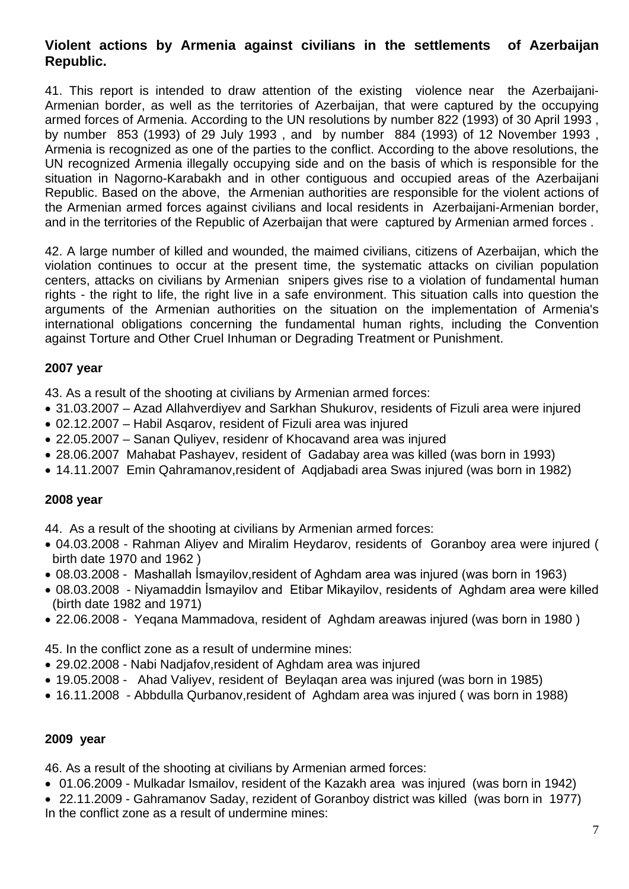## Violent actions by Armenia against civilians in the settlements of Azerbaijan Republic.

41. This report is intended to draw attention of the existing violence near the Azerbaijani-Armenian border, as well as the territories of Azerbaijan, that were captured by the occupying armed forces of Armenia. According to the UN resolutions by number 822 (1993) of 30 April 1993 , by number 853 (1993) of 29 July 1993 , and by number 884 (1993) of 12 November 1993 , Armenia is recognized as one of the parties to the conflict. According to the above resolutions, the UN recognized Armenia illegally occupying side and on the basis of which is responsible for the situation in Nagorno-Karabakh and in other contiguous and occupied areas of the Azerbaijani Republic. Based on the above, the Armenian authorities are responsible for the violent actions of the Armenian armed forces against civilians and local residents in Azerbaijani-Armenian border, and in the territories of the Republic of Azerbaijan that were captured by Armenian armed forces .

42. A large number of killed and wounded, the maimed civilians, citizens of Azerbaijan, which the violation continues to occur at the present time, the systematic attacks on civilian population centers, attacks on civilians by Armenian snipers gives rise to a violation of fundamental human rights - the right to life, the right live in a safe environment. This situation calls into question the arguments of the Armenian authorities on the situation on the implementation of Armenia's international obligations concerning the fundamental human rights, including the Convention against Torture and Other Cruel Inhuman or Degrading Treatment or Punishment.

**2007 year**

43. As a result of the shooting at civilians by Armenian armed forces:

- 31.03.2007 – Azad Allahverdiyev and Sarkhan Shukurov, residents of Fizuli area were injured
- 02.12.2007 – Habil Asqarov, resident of Fizuli area was injured
- 22.05.2007 – Sanan Quliyev, residenr of Khocavand area was injured
- 28.06.2007 Mahabat Pashayev, resident of Gadabay area was killed (was born in 1993)
- 14.11.2007 Emin Qahramanov,resident of Aqdjabadi area Swas injured (was born in 1982)

**2008 year**

44. As a result of the shooting at civilians by Armenian armed forces:

- 04.03.2008 - Rahman Aliyev and Miralim Heydarov, residents of Goranboy area were injured ( birth date 1970 and 1962 )
- 08.03.2008 - Mashallah İsmayilov,resident of Aghdam area was injured (was born in 1963)
- 08.03.2008 - Niyamaddin İsmayilov and Etibar Mikayilov, residents of Aghdam area were killed (birth date 1982 and 1971)
- 22.06.2008 - Yeqana Mammadova, resident of Aghdam areawas injured (was born in 1980 )

45. In the conflict zone as a result of undermine mines:

- 29.02.2008 - Nabi Nadjafov,resident of Aghdam area was injured
- 19.05.2008 - Ahad Valiyev, resident of Beylaqan area was injured (was born in 1985)
- 16.11.2008 - Abbdulla Qurbanov,resident of Aghdam area was injured ( was born in 1988)

**2009 year**

46. As a result of the shooting at civilians by Armenian armed forces:

- 01.06.2009 - Mulkadar Ismailov, resident of the Kazakh area was injured (was born in 1942)
- 22.11.2009 - Gahramanov Saday, rezident of Goranboy district was killed (was born in 1977)

In the conflict zone as a result of undermine mines: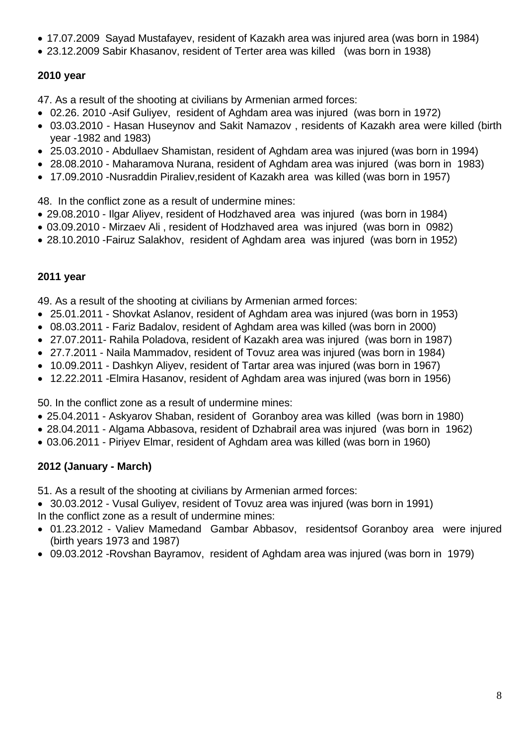- 17.07.2009 Sayad Mustafayev, resident of Kazakh area was injured area (was born in 1984)
- 23.12.2009 Sabir Khasanov, resident of Terter area was killed (was born in 1938)

**2010 year**

47. As a result of the shooting at civilians by Armenian armed forces:

- 02.26. 2010 -Asif Guliyev, resident of Aghdam area was injured (was born in 1972)
- 03.03.2010 - Hasan Huseynov and Sakit Namazov , residents of Kazakh area were killed (birth year -1982 and 1983)
- 25.03.2010 - Abdullaev Shamistan, resident of Aghdam area was injured (was born in 1994)
- 28.08.2010 - Maharamova Nurana, resident of Aghdam area was injured (was born in 1983)
- 17.09.2010 -Nusraddin Piraliev,resident of Kazakh area was killed (was born in 1957)

48. In the conflict zone as a result of undermine mines:

- 29.08.2010 - Ilgar Aliyev, resident of Hodzhaved area was injured (was born in 1984)
- 03.09.2010 - Mirzaev Ali , resident of Hodzhaved area was injured (was born in 0982)
- 28.10.2010 -Fairuz Salakhov, resident of Aghdam area was injured (was born in 1952)

**2011 year**

49. As a result of the shooting at civilians by Armenian armed forces:

- 25.01.2011 - Shovkat Aslanov, resident of Aghdam area was injured (was born in 1953)
- 08.03.2011 - Fariz Badalov, resident of Aghdam area was killed (was born in 2000)
- 27.07.2011- Rahila Poladova, resident of Kazakh area was injured (was born in 1987)
- 27.7.2011 - Naila Mammadov, resident of Tovuz area was injured (was born in 1984)
- 10.09.2011 - Dashkyn Aliyev, resident of Tartar area was injured (was born in 1967)
- 12.22.2011 -Elmira Hasanov, resident of Aghdam area was injured (was born in 1956)

50. In the conflict zone as a result of undermine mines:

- 25.04.2011 - Askyarov Shaban, resident of Goranboy area was killed (was born in 1980)
- 28.04.2011 - Algama Abbasova, resident of Dzhabrail area was injured (was born in 1962)
- 03.06.2011 - Piriyev Elmar, resident of Aghdam area was killed (was born in 1960)

**2012 (January - March)**

51. As a result of the shooting at civilians by Armenian armed forces:

- 30.03.2012 - Vusal Guliyev, resident of Tovuz area was injured (was born in 1991)

In the conflict zone as a result of undermine mines:

- 01.23.2012 - Valiev Mamedand Gambar Abbasov, residentsof Goranboy area were injured (birth years 1973 and 1987)
- 09.03.2012 -Rovshan Bayramov, resident of Aghdam area was injured (was born in 1979)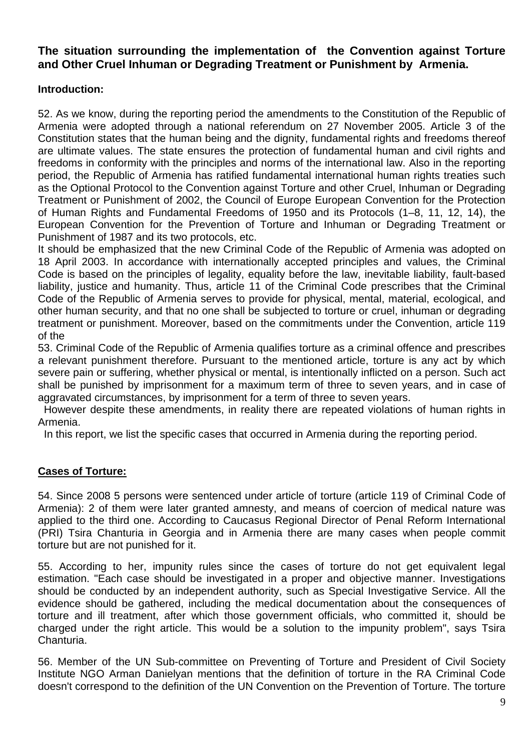**The situation surrounding the implementation of the Convention against Torture and Other Cruel Inhuman or Degrading Treatment or Punishment by Armenia.**

**Introduction:**

52. As we know, during the reporting period the amendments to the Constitution of the Republic of Armenia were adopted through a national referendum on 27 November 2005. Article 3 of the Constitution states that the human being and the dignity, fundamental rights and freedoms thereof are ultimate values. The state ensures the protection of fundamental human and civil rights and freedoms in conformity with the principles and norms of the international law. Also in the reporting period, the Republic of Armenia has ratified fundamental international human rights treaties such as the Optional Protocol to the Convention against Torture and other Cruel, Inhuman or Degrading Treatment or Punishment of 2002, the Council of Europe European Convention for the Protection of Human Rights and Fundamental Freedoms of 1950 and its Protocols (1–8, 11, 12, 14), the European Convention for the Prevention of Torture and Inhuman or Degrading Treatment or Punishment of 1987 and its two protocols, etc.

It should be emphasized that the new Criminal Code of the Republic of Armenia was adopted on 18 April 2003. In accordance with internationally accepted principles and values, the Criminal Code is based on the principles of legality, equality before the law, inevitable liability, fault-based liability, justice and humanity. Thus, article 11 of the Criminal Code prescribes that the Criminal Code of the Republic of Armenia serves to provide for physical, mental, material, ecological, and other human security, and that no one shall be subjected to torture or cruel, inhuman or degrading treatment or punishment. Moreover, based on the commitments under the Convention, article 119 of the

53. Criminal Code of the Republic of Armenia qualifies torture as a criminal offence and prescribes a relevant punishment therefore. Pursuant to the mentioned article, torture is any act by which severe pain or suffering, whether physical or mental, is intentionally inflicted on a person. Such act shall be punished by imprisonment for a maximum term of three to seven years, and in case of aggravated circumstances, by imprisonment for a term of three to seven years.

However despite these amendments, in reality there are repeated violations of human rights in Armenia.

In this report, we list the specific cases that occurred in Armenia during the reporting period.

**Cases of Torture:**

54. Since 2008 5 persons were sentenced under article of torture (article 119 of Criminal Code of Armenia): 2 of them were later granted amnesty, and means of coercion of medical nature was applied to the third one. According to Caucasus Regional Director of Penal Reform International (PRI) Tsira Chanturia in Georgia and in Armenia there are many cases when people commit torture but are not punished for it.

55. According to her, impunity rules since the cases of torture do not get equivalent legal estimation. "Each case should be investigated in a proper and objective manner. Investigations should be conducted by an independent authority, such as Special Investigative Service. All the evidence should be gathered, including the medical documentation about the consequences of torture and ill treatment, after which those government officials, who committed it, should be charged under the right article. This would be a solution to the impunity problem", says Tsira Chanturia.

56. Member of the UN Sub-committee on Preventing of Torture and President of Civil Society Institute NGO Arman Danielyan mentions that the definition of torture in the RA Criminal Code doesn't correspond to the definition of the UN Convention on the Prevention of Torture. The torture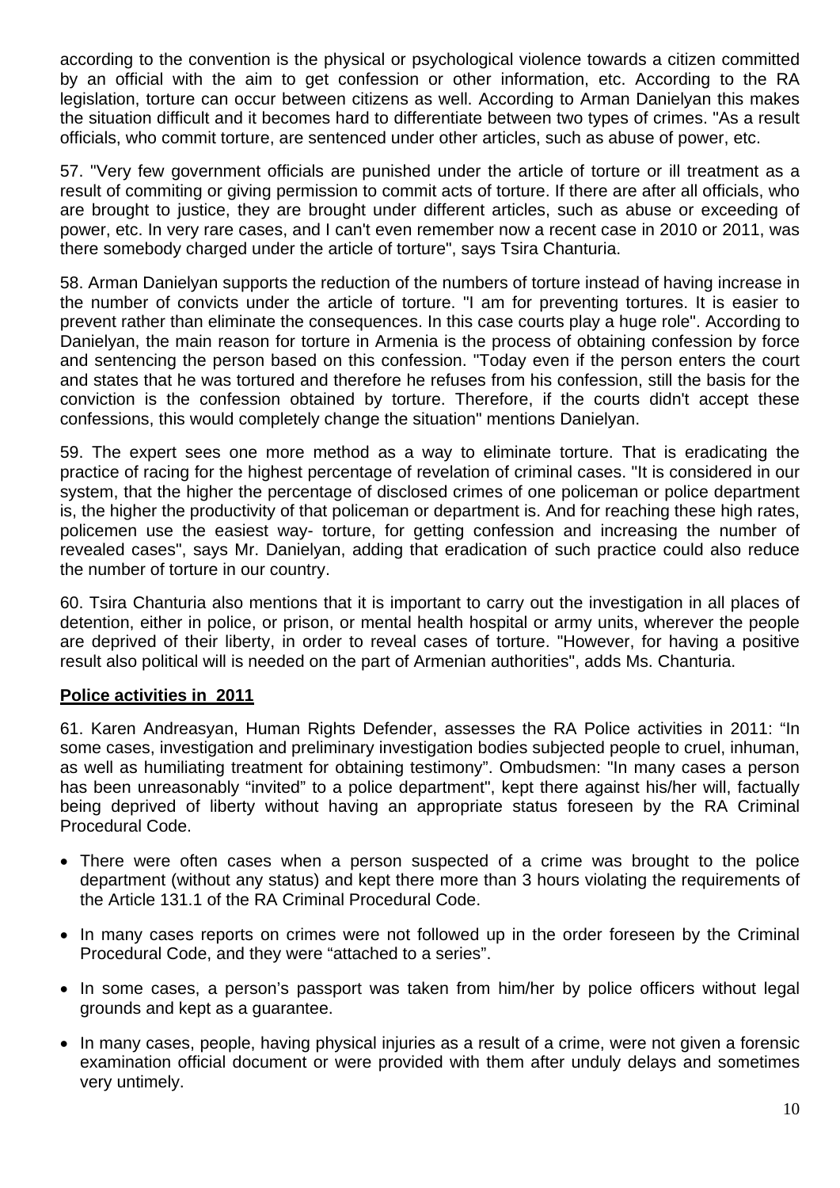according to the convention is the physical or psychological violence towards a citizen committed by an official with the aim to get confession or other information, etc. According to the RA legislation, torture can occur between citizens as well. According to Arman Danielyan this makes the situation difficult and it becomes hard to differentiate between two types of crimes. "As a result officials, who commit torture, are sentenced under other articles, such as abuse of power, etc.

57. "Very few government officials are punished under the article of torture or ill treatment as a result of commiting or giving permission to commit acts of torture. If there are after all officials, who are brought to justice, they are brought under different articles, such as abuse or exceeding of power, etc. In very rare cases, and I can't even remember now a recent case in 2010 or 2011, was there somebody charged under the article of torture", says Tsira Chanturia.

58. Arman Danielyan supports the reduction of the numbers of torture instead of having increase in the number of convicts under the article of torture. "I am for preventing tortures. It is easier to prevent rather than eliminate the consequences. In this case courts play a huge role". According to Danielyan, the main reason for torture in Armenia is the process of obtaining confession by force and sentencing the person based on this confession. "Today even if the person enters the court and states that he was tortured and therefore he refuses from his confession, still the basis for the conviction is the confession obtained by torture. Therefore, if the courts didn't accept these confessions, this would completely change the situation" mentions Danielyan.

59. The expert sees one more method as a way to eliminate torture. That is eradicating the practice of racing for the highest percentage of revelation of criminal cases. "It is considered in our system, that the higher the percentage of disclosed crimes of one policeman or police department is, the higher the productivity of that policeman or department is. And for reaching these high rates, policemen use the easiest way- torture, for getting confession and increasing the number of revealed cases", says Mr. Danielyan, adding that eradication of such practice could also reduce the number of torture in our country.

60. Tsira Chanturia also mentions that it is important to carry out the investigation in all places of detention, either in police, or prison, or mental health hospital or army units, wherever the people are deprived of their liberty, in order to reveal cases of torture. "However, for having a positive result also political will is needed on the part of Armenian authorities", adds Ms. Chanturia.

## Police activities in 2011

61. Karen Andreasyan, Human Rights Defender, assesses the RA Police activities in 2011: “In some cases, investigation and preliminary investigation bodies subjected people to cruel, inhuman, as well as humiliating treatment for obtaining testimony”. Ombudsmen: "In many cases a person has been unreasonably “invited” to a police department", kept there against his/her will, factually being deprived of liberty without having an appropriate status foreseen by the RA Criminal Procedural Code.

- There were often cases when a person suspected of a crime was brought to the police department (without any status) and kept there more than 3 hours violating the requirements of the Article 131.1 of the RA Criminal Procedural Code.
- In many cases reports on crimes were not followed up in the order foreseen by the Criminal Procedural Code, and they were “attached to a series”.
- In some cases, a person’s passport was taken from him/her by police officers without legal grounds and kept as a guarantee.
- In many cases, people, having physical injuries as a result of a crime, were not given a forensic examination official document or were provided with them after unduly delays and sometimes very untimely.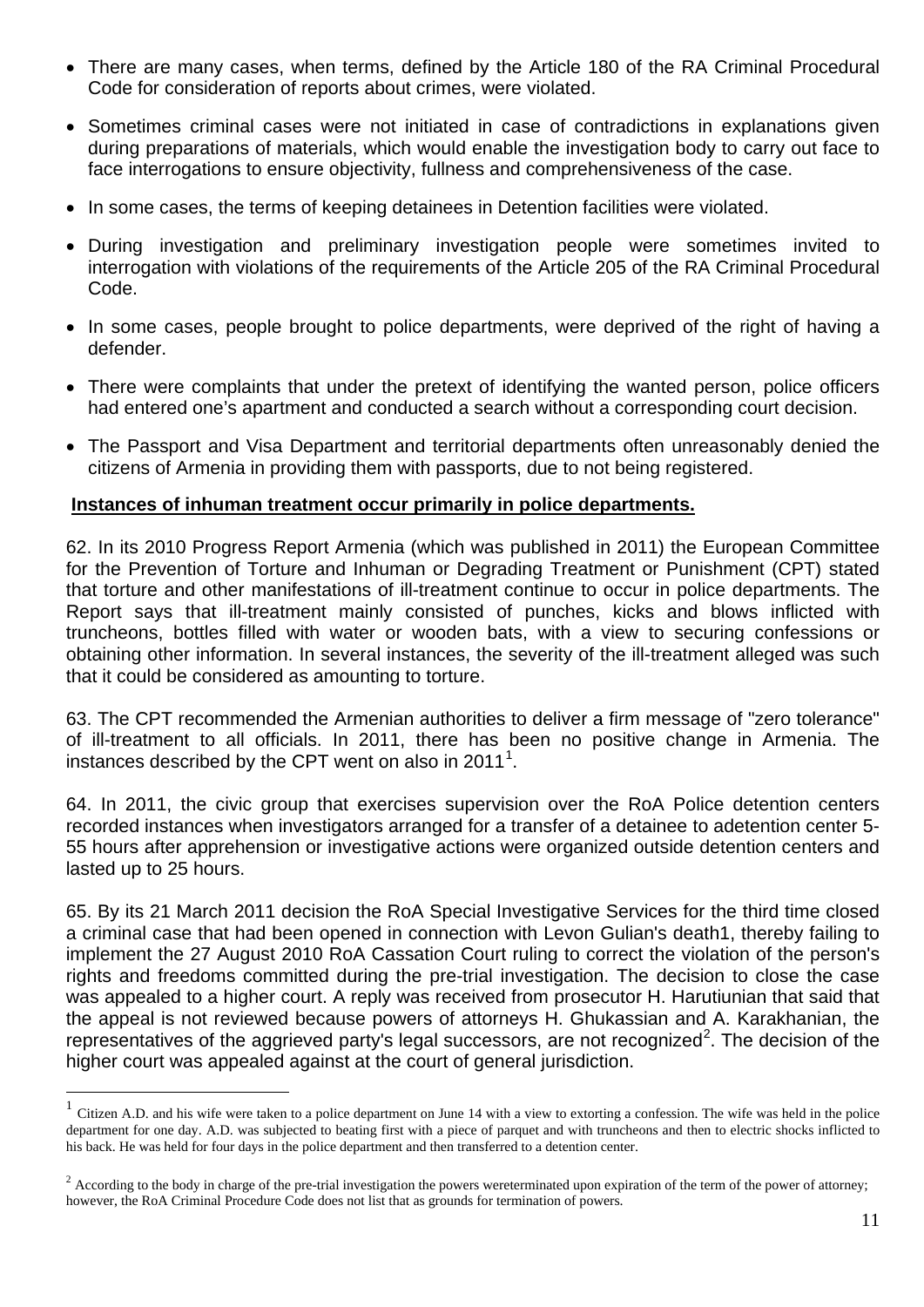- There are many cases, when terms, defined by the Article 180 of the RA Criminal Procedural Code for consideration of reports about crimes, were violated.
- Sometimes criminal cases were not initiated in case of contradictions in explanations given during preparations of materials, which would enable the investigation body to carry out face to face interrogations to ensure objectivity, fullness and comprehensiveness of the case.
- In some cases, the terms of keeping detainees in Detention facilities were violated.
- During investigation and preliminary investigation people were sometimes invited to interrogation with violations of the requirements of the Article 205 of the RA Criminal Procedural Code.
- In some cases, people brought to police departments, were deprived of the right of having a defender.
- There were complaints that under the pretext of identifying the wanted person, police officers had entered one's apartment and conducted a search without a corresponding court decision.
- The Passport and Visa Department and territorial departments often unreasonably denied the citizens of Armenia in providing them with passports, due to not being registered.

**Instances of inhuman treatment occur primarily in police departments.**

62. In its 2010 Progress Report Armenia (which was published in 2011) the European Committee for the Prevention of Torture and Inhuman or Degrading Treatment or Punishment (CPT) stated that torture and other manifestations of ill-treatment continue to occur in police departments. The Report says that ill-treatment mainly consisted of punches, kicks and blows inflicted with truncheons, bottles filled with water or wooden bats, with a view to securing confessions or obtaining other information. In several instances, the severity of the ill-treatment alleged was such that it could be considered as amounting to torture.

63. The CPT recommended the Armenian authorities to deliver a firm message of "zero tolerance" of ill-treatment to all officials. In 2011, there has been no positive change in Armenia. The instances described by the CPT went on also in 2011[1].

64. In 2011, the civic group that exercises supervision over the RoA Police detention centers recorded instances when investigators arranged for a transfer of a detainee to adetention center 5-55 hours after apprehension or investigative actions were organized outside detention centers and lasted up to 25 hours.

65. By its 21 March 2011 decision the RoA Special Investigative Services for the third time closed a criminal case that had been opened in connection with Levon Gulian's death1, thereby failing to implement the 27 August 2010 RoA Cassation Court ruling to correct the violation of the person's rights and freedoms committed during the pre-trial investigation. The decision to close the case was appealed to a higher court. A reply was received from prosecutor H. Harutiunian that said that the appeal is not reviewed because powers of attorneys H. Ghukassian and A. Karakhanian, the representatives of the aggrieved party's legal successors, are not recognized[2]. The decision of the higher court was appealed against at the court of general jurisdiction.

---

[1] Citizen A.D. and his wife were taken to a police department on June 14 with a view to extorting a confession. The wife was held in the police department for one day. A.D. was subjected to beating first with a piece of parquet and with truncheons and then to electric shocks inflicted to his back. He was held for four days in the police department and then transferred to a detention center.

[2] According to the body in charge of the pre-trial investigation the powers wereterminated upon expiration of the term of the power of attorney; however, the RoA Criminal Procedure Code does not list that as grounds for termination of powers.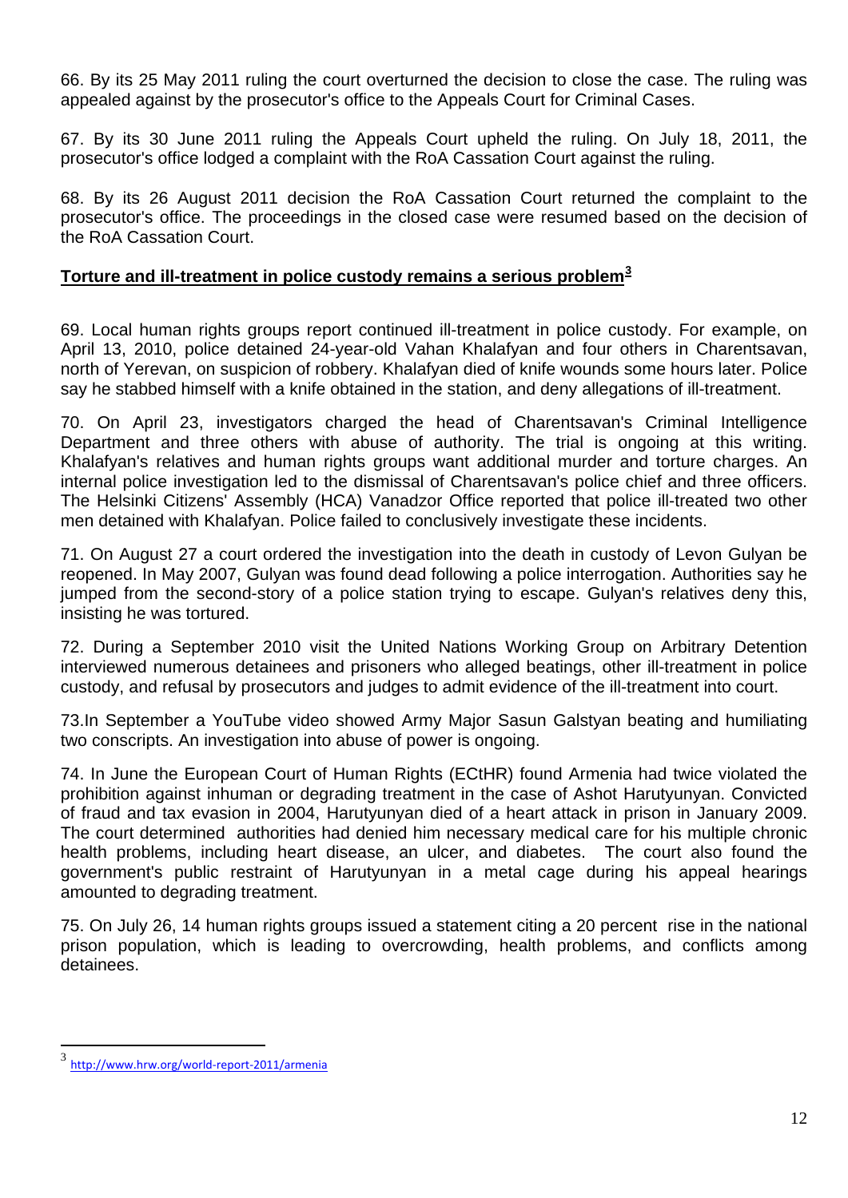66. By its 25 May 2011 ruling the court overturned the decision to close the case. The ruling was appealed against by the prosecutor's office to the Appeals Court for Criminal Cases.

67. By its 30 June 2011 ruling the Appeals Court upheld the ruling. On July 18, 2011, the prosecutor's office lodged a complaint with the RoA Cassation Court against the ruling.

68. By its 26 August 2011 decision the RoA Cassation Court returned the complaint to the prosecutor's office. The proceedings in the closed case were resumed based on the decision of the RoA Cassation Court.

**Torture and ill-treatment in police custody remains a serious problem[3]**

69. Local human rights groups report continued ill-treatment in police custody. For example, on April 13, 2010, police detained 24-year-old Vahan Khalafyan and four others in Charentsavan, north of Yerevan, on suspicion of robbery. Khalafyan died of knife wounds some hours later. Police say he stabbed himself with a knife obtained in the station, and deny allegations of ill-treatment.

70. On April 23, investigators charged the head of Charentsavan's Criminal Intelligence Department and three others with abuse of authority. The trial is ongoing at this writing. Khalafyan's relatives and human rights groups want additional murder and torture charges. An internal police investigation led to the dismissal of Charentsavan's police chief and three officers. The Helsinki Citizens' Assembly (HCA) Vanadzor Office reported that police ill-treated two other men detained with Khalafyan. Police failed to conclusively investigate these incidents.

71. On August 27 a court ordered the investigation into the death in custody of Levon Gulyan be reopened. In May 2007, Gulyan was found dead following a police interrogation. Authorities say he jumped from the second-story of a police station trying to escape. Gulyan's relatives deny this, insisting he was tortured.

72. During a September 2010 visit the United Nations Working Group on Arbitrary Detention interviewed numerous detainees and prisoners who alleged beatings, other ill-treatment in police custody, and refusal by prosecutors and judges to admit evidence of the ill-treatment into court.

73.In September a YouTube video showed Army Major Sasun Galstyan beating and humiliating two conscripts. An investigation into abuse of power is ongoing.

74. In June the European Court of Human Rights (ECtHR) found Armenia had twice violated the prohibition against inhuman or degrading treatment in the case of Ashot Harutyunyan. Convicted of fraud and tax evasion in 2004, Harutyunyan died of a heart attack in prison in January 2009. The court determined authorities had denied him necessary medical care for his multiple chronic health problems, including heart disease, an ulcer, and diabetes. The court also found the government's public restraint of Harutyunyan in a metal cage during his appeal hearings amounted to degrading treatment.

75. On July 26, 14 human rights groups issued a statement citing a 20 percent rise in the national prison population, which is leading to overcrowding, health problems, and conflicts among detainees.

---

[3] http://www.hrw.org/world-report-2011/armenia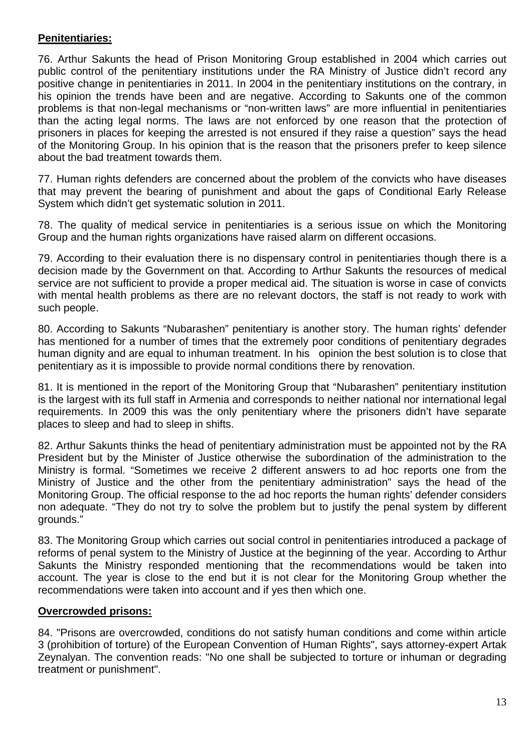**Penitentiaries:**

76. Arthur Sakunts the head of Prison Monitoring Group established in 2004 which carries out public control of the penitentiary institutions under the RA Ministry of Justice didn't record any positive change in penitentiaries in 2011. In 2004 in the penitentiary institutions on the contrary, in his opinion the trends have been and are negative. According to Sakunts one of the common problems is that non-legal mechanisms or "non-written laws" are more influential in penitentiaries than the acting legal norms. The laws are not enforced by one reason that the protection of prisoners in places for keeping the arrested is not ensured if they raise a question" says the head of the Monitoring Group. In his opinion that is the reason that the prisoners prefer to keep silence about the bad treatment towards them.

77. Human rights defenders are concerned about the problem of the convicts who have diseases that may prevent the bearing of punishment and about the gaps of Conditional Early Release System which didn't get systematic solution in 2011.

78. The quality of medical service in penitentiaries is a serious issue on which the Monitoring Group and the human rights organizations have raised alarm on different occasions.

79. According to their evaluation there is no dispensary control in penitentiaries though there is a decision made by the Government on that. According to Arthur Sakunts the resources of medical service are not sufficient to provide a proper medical aid. The situation is worse in case of convicts with mental health problems as there are no relevant doctors, the staff is not ready to work with such people.

80. According to Sakunts "Nubarashen" penitentiary is another story. The human rights' defender has mentioned for a number of times that the extremely poor conditions of penitentiary degrades human dignity and are equal to inhuman treatment. In his opinion the best solution is to close that penitentiary as it is impossible to provide normal conditions there by renovation.

81. It is mentioned in the report of the Monitoring Group that "Nubarashen" penitentiary institution is the largest with its full staff in Armenia and corresponds to neither national nor international legal requirements. In 2009 this was the only penitentiary where the prisoners didn't have separate places to sleep and had to sleep in shifts.

82. Arthur Sakunts thinks the head of penitentiary administration must be appointed not by the RA President but by the Minister of Justice otherwise the subordination of the administration to the Ministry is formal. "Sometimes we receive 2 different answers to ad hoc reports one from the Ministry of Justice and the other from the penitentiary administration" says the head of the Monitoring Group. The official response to the ad hoc reports the human rights' defender considers non adequate. "They do not try to solve the problem but to justify the penal system by different grounds."

83. The Monitoring Group which carries out social control in penitentiaries introduced a package of reforms of penal system to the Ministry of Justice at the beginning of the year. According to Arthur Sakunts the Ministry responded mentioning that the recommendations would be taken into account. The year is close to the end but it is not clear for the Monitoring Group whether the recommendations were taken into account and if yes then which one.

**Overcrowded prisons:**

84. "Prisons are overcrowded, conditions do not satisfy human conditions and come within article 3 (prohibition of torture) of the European Convention of Human Rights", says attorney-expert Artak Zeynalyan. The convention reads: "No one shall be subjected to torture or inhuman or degrading treatment or punishment".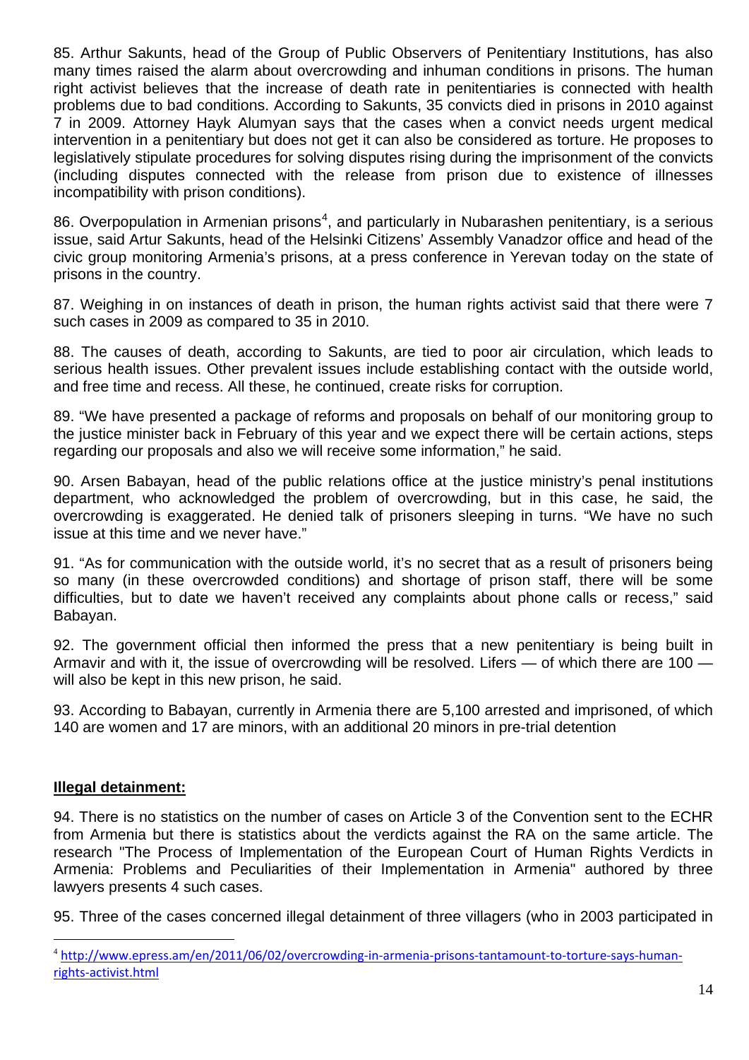85. Arthur Sakunts, head of the Group of Public Observers of Penitentiary Institutions, has also many times raised the alarm about overcrowding and inhuman conditions in prisons. The human right activist believes that the increase of death rate in penitentiaries is connected with health problems due to bad conditions. According to Sakunts, 35 convicts died in prisons in 2010 against 7 in 2009. Attorney Hayk Alumyan says that the cases when a convict needs urgent medical intervention in a penitentiary but does not get it can also be considered as torture. He proposes to legislatively stipulate procedures for solving disputes rising during the imprisonment of the convicts (including disputes connected with the release from prison due to existence of illnesses incompatibility with prison conditions).

86. Overpopulation in Armenian prisons[4], and particularly in Nubarashen penitentiary, is a serious issue, said Artur Sakunts, head of the Helsinki Citizens' Assembly Vanadzor office and head of the civic group monitoring Armenia's prisons, at a press conference in Yerevan today on the state of prisons in the country.

87. Weighing in on instances of death in prison, the human rights activist said that there were 7 such cases in 2009 as compared to 35 in 2010.

88. The causes of death, according to Sakunts, are tied to poor air circulation, which leads to serious health issues. Other prevalent issues include establishing contact with the outside world, and free time and recess. All these, he continued, create risks for corruption.

89. "We have presented a package of reforms and proposals on behalf of our monitoring group to the justice minister back in February of this year and we expect there will be certain actions, steps regarding our proposals and also we will receive some information," he said.

90. Arsen Babayan, head of the public relations office at the justice ministry's penal institutions department, who acknowledged the problem of overcrowding, but in this case, he said, the overcrowding is exaggerated. He denied talk of prisoners sleeping in turns. "We have no such issue at this time and we never have."

91. "As for communication with the outside world, it's no secret that as a result of prisoners being so many (in these overcrowded conditions) and shortage of prison staff, there will be some difficulties, but to date we haven't received any complaints about phone calls or recess," said Babayan.

92. The government official then informed the press that a new penitentiary is being built in Armavir and with it, the issue of overcrowding will be resolved. Lifers — of which there are 100 — will also be kept in this new prison, he said.

93. According to Babayan, currently in Armenia there are 5,100 arrested and imprisoned, of which 140 are women and 17 are minors, with an additional 20 minors in pre-trial detention

**Illegal detainment:**

94. There is no statistics on the number of cases on Article 3 of the Convention sent to the ECHR from Armenia but there is statistics about the verdicts against the RA on the same article. The research "The Process of Implementation of the European Court of Human Rights Verdicts in Armenia: Problems and Peculiarities of their Implementation in Armenia" authored by three lawyers presents 4 such cases.

95. Three of the cases concerned illegal detainment of three villagers (who in 2003 participated in

[4] http://www.epress.am/en/2011/06/02/overcrowding-in-armenia-prisons-tantamount-to-torture-says-human-rights-activist.html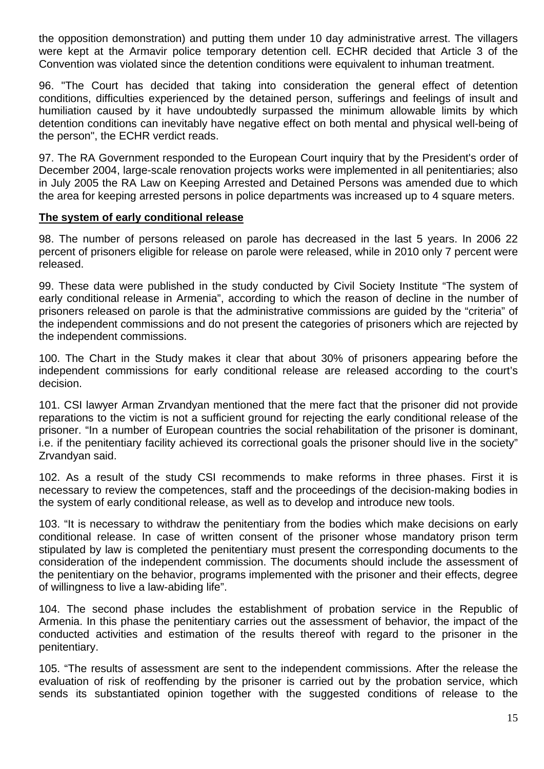the opposition demonstration) and putting them under 10 day administrative arrest. The villagers were kept at the Armavir police temporary detention cell. ECHR decided that Article 3 of the Convention was violated since the detention conditions were equivalent to inhuman treatment.

96. "The Court has decided that taking into consideration the general effect of detention conditions, difficulties experienced by the detained person, sufferings and feelings of insult and humiliation caused by it have undoubtedly surpassed the minimum allowable limits by which detention conditions can inevitably have negative effect on both mental and physical well-being of the person", the ECHR verdict reads.

97. The RA Government responded to the European Court inquiry that by the President's order of December 2004, large-scale renovation projects works were implemented in all penitentiaries; also in July 2005 the RA Law on Keeping Arrested and Detained Persons was amended due to which the area for keeping arrested persons in police departments was increased up to 4 square meters.

**The system of early conditional release**

98. The number of persons released on parole has decreased in the last 5 years. In 2006 22 percent of prisoners eligible for release on parole were released, while in 2010 only 7 percent were released.

99. These data were published in the study conducted by Civil Society Institute "The system of early conditional release in Armenia", according to which the reason of decline in the number of prisoners released on parole is that the administrative commissions are guided by the "criteria" of the independent commissions and do not present the categories of prisoners which are rejected by the independent commissions.

100. The Chart in the Study makes it clear that about 30% of prisoners appearing before the independent commissions for early conditional release are released according to the court's decision.

101. CSI lawyer Arman Zrvandyan mentioned that the mere fact that the prisoner did not provide reparations to the victim is not a sufficient ground for rejecting the early conditional release of the prisoner. "In a number of European countries the social rehabilitation of the prisoner is dominant, i.e. if the penitentiary facility achieved its correctional goals the prisoner should live in the society" Zrvandyan said.

102. As a result of the study CSI recommends to make reforms in three phases. First it is necessary to review the competences, staff and the proceedings of the decision-making bodies in the system of early conditional release, as well as to develop and introduce new tools.

103. "It is necessary to withdraw the penitentiary from the bodies which make decisions on early conditional release. In case of written consent of the prisoner whose mandatory prison term stipulated by law is completed the penitentiary must present the corresponding documents to the consideration of the independent commission. The documents should include the assessment of the penitentiary on the behavior, programs implemented with the prisoner and their effects, degree of willingness to live a law-abiding life".

104. The second phase includes the establishment of probation service in the Republic of Armenia. In this phase the penitentiary carries out the assessment of behavior, the impact of the conducted activities and estimation of the results thereof with regard to the prisoner in the penitentiary.

105. "The results of assessment are sent to the independent commissions. After the release the evaluation of risk of reoffending by the prisoner is carried out by the probation service, which sends its substantiated opinion together with the suggested conditions of release to the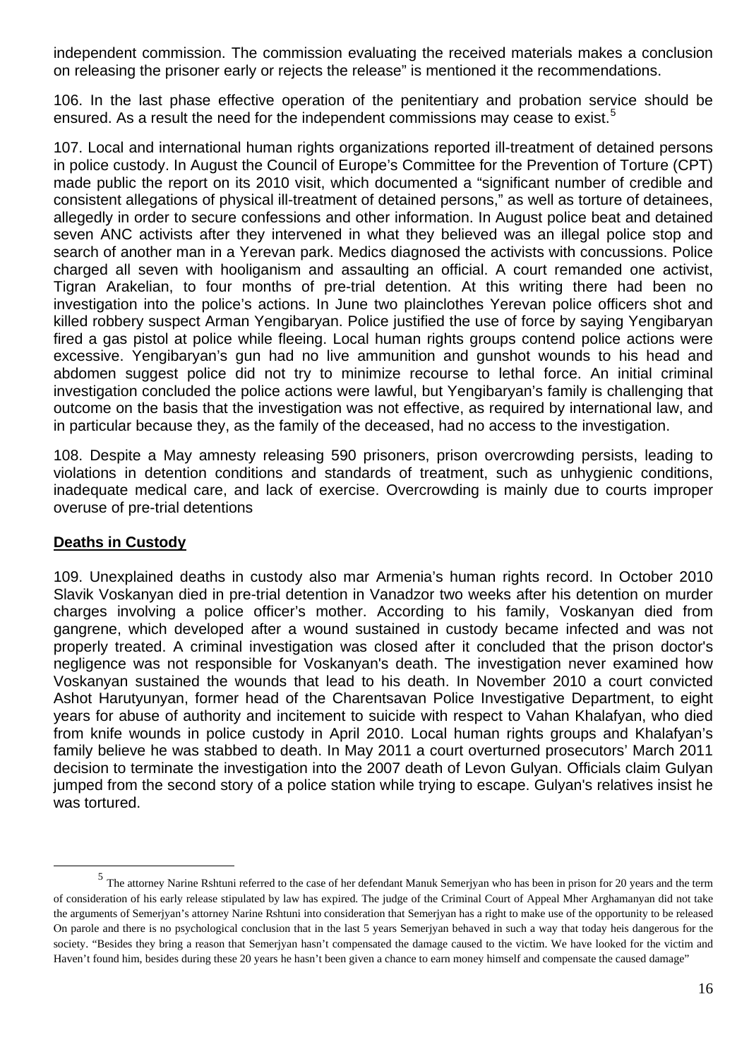independent commission. The commission evaluating the received materials makes a conclusion on releasing the prisoner early or rejects the release" is mentioned it the recommendations.

106. In the last phase effective operation of the penitentiary and probation service should be ensured. As a result the need for the independent commissions may cease to exist.[5]

107. Local and international human rights organizations reported ill-treatment of detained persons in police custody. In August the Council of Europe's Committee for the Prevention of Torture (CPT) made public the report on its 2010 visit, which documented a "significant number of credible and consistent allegations of physical ill-treatment of detained persons," as well as torture of detainees, allegedly in order to secure confessions and other information. In August police beat and detained seven ANC activists after they intervened in what they believed was an illegal police stop and search of another man in a Yerevan park. Medics diagnosed the activists with concussions. Police charged all seven with hooliganism and assaulting an official. A court remanded one activist, Tigran Arakelian, to four months of pre-trial detention. At this writing there had been no investigation into the police's actions. In June two plainclothes Yerevan police officers shot and killed robbery suspect Arman Yengibaryan. Police justified the use of force by saying Yengibaryan fired a gas pistol at police while fleeing. Local human rights groups contend police actions were excessive. Yengibaryan's gun had no live ammunition and gunshot wounds to his head and abdomen suggest police did not try to minimize recourse to lethal force. An initial criminal investigation concluded the police actions were lawful, but Yengibaryan's family is challenging that outcome on the basis that the investigation was not effective, as required by international law, and in particular because they, as the family of the deceased, had no access to the investigation.

108. Despite a May amnesty releasing 590 prisoners, prison overcrowding persists, leading to violations in detention conditions and standards of treatment, such as unhygienic conditions, inadequate medical care, and lack of exercise. Overcrowding is mainly due to courts improper overuse of pre-trial detentions

## Deaths in Custody

109. Unexplained deaths in custody also mar Armenia's human rights record. In October 2010 Slavik Voskanyan died in pre-trial detention in Vanadzor two weeks after his detention on murder charges involving a police officer's mother. According to his family, Voskanyan died from gangrene, which developed after a wound sustained in custody became infected and was not properly treated. A criminal investigation was closed after it concluded that the prison doctor's negligence was not responsible for Voskanyan's death. The investigation never examined how Voskanyan sustained the wounds that lead to his death. In November 2010 a court convicted Ashot Harutyunyan, former head of the Charentsavan Police Investigative Department, to eight years for abuse of authority and incitement to suicide with respect to Vahan Khalafyan, who died from knife wounds in police custody in April 2010. Local human rights groups and Khalafyan's family believe he was stabbed to death. In May 2011 a court overturned prosecutors' March 2011 decision to terminate the investigation into the 2007 death of Levon Gulyan. Officials claim Gulyan jumped from the second story of a police station while trying to escape. Gulyan's relatives insist he was tortured.

---

[5] The attorney Narine Rshtuni referred to the case of her defendant Manuk Semerjyan who has been in prison for 20 years and the term of consideration of his early release stipulated by law has expired. The judge of the Criminal Court of Appeal Mher Arghamanyan did not take the arguments of Semerjyan's attorney Narine Rshtuni into consideration that Semerjyan has a right to make use of the opportunity to be released On parole and there is no psychological conclusion that in the last 5 years Semerjyan behaved in such a way that today heis dangerous for the society. "Besides they bring a reason that Semerjyan hasn't compensated the damage caused to the victim. We have looked for the victim and Haven't found him, besides during these 20 years he hasn't been given a chance to earn money himself and compensate the caused damage"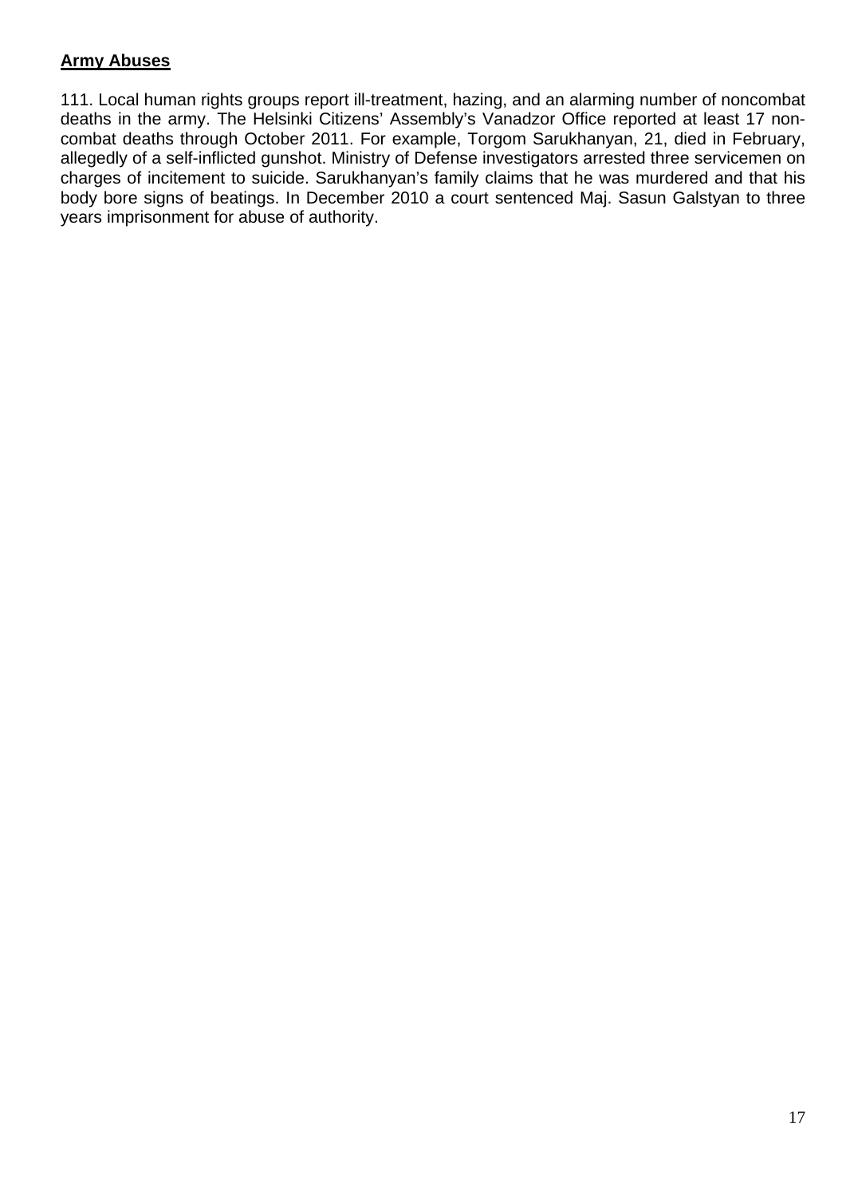**Army Abuses**

111. Local human rights groups report ill-treatment, hazing, and an alarming number of noncombat deaths in the army. The Helsinki Citizens' Assembly's Vanadzor Office reported at least 17 non-combat deaths through October 2011. For example, Torgom Sarukhanyan, 21, died in February, allegedly of a self-inflicted gunshot. Ministry of Defense investigators arrested three servicemen on charges of incitement to suicide. Sarukhanyan's family claims that he was murdered and that his body bore signs of beatings. In December 2010 a court sentenced Maj. Sasun Galstyan to three years imprisonment for abuse of authority.